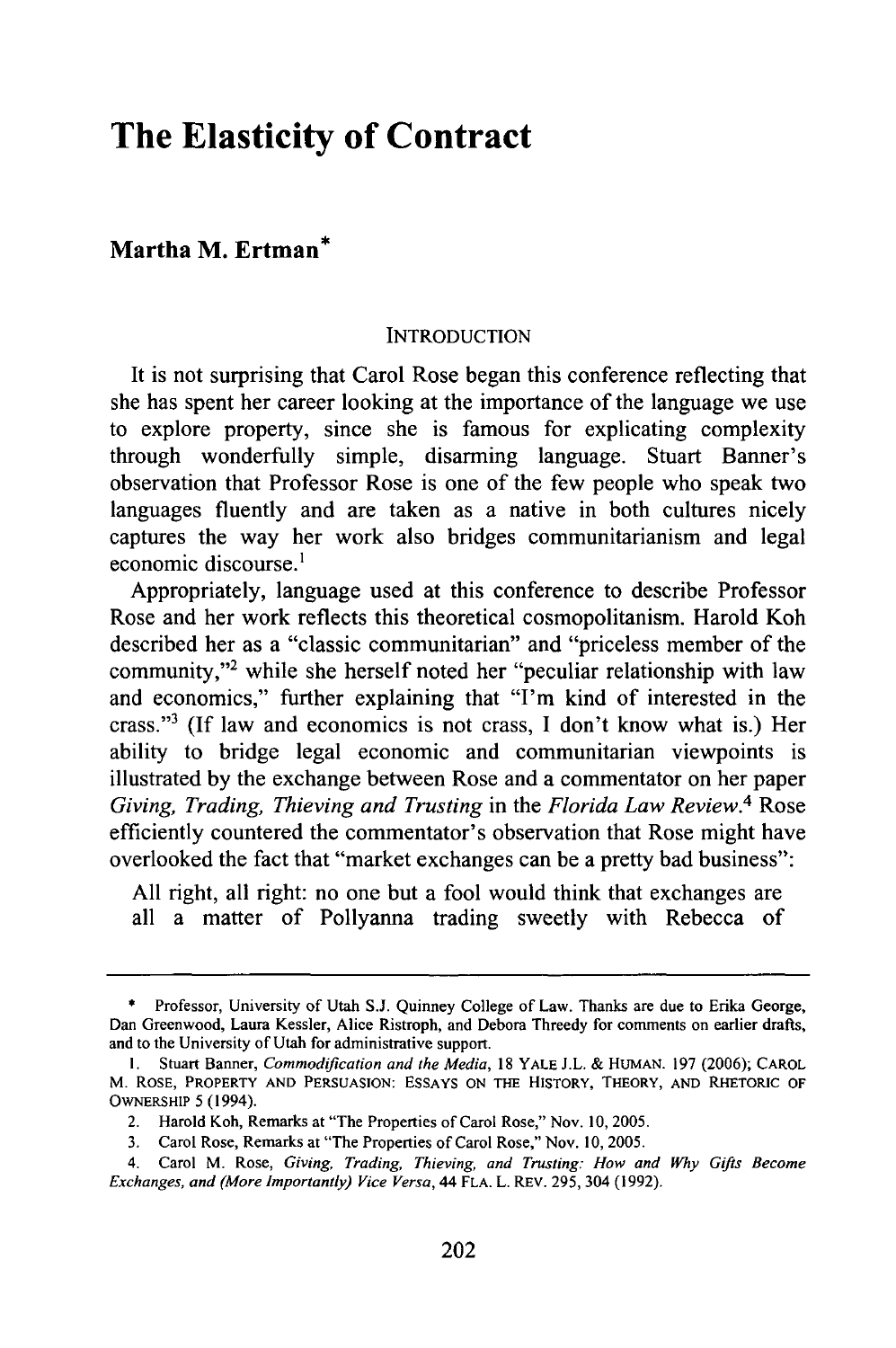# The Elasticity of Contract

**Martha M. Ertman***

## INTRODUCTION

It is not surprising that Carol Rose began this conference reflecting that she has spent her career looking at the importance of the language we use to explore property, since she is famous for explicating complexity through wonderfully simple, disarming language. Stuart Banner's observation that Professor Rose is one of the few people who speak two languages fluently and are taken as a native in both cultures nicely captures the way her work also bridges communitarianism and legal economic discourse.[1]

Appropriately, language used at this conference to describe Professor Rose and her work reflects this theoretical cosmopolitanism. Harold Koh described her as a "classic communitarian" and "priceless member of the community,"[2] while she herself noted her "peculiar relationship with law and economics," further explaining that "I'm kind of interested in the crass."[3] (If law and economics is not crass, I don't know what is.) Her ability to bridge legal economic and communitarian viewpoints is illustrated by the exchange between Rose and a commentator on her paper *Giving, Trading, Thieving and Trusting* in the *Florida Law Review*.[4] Rose efficiently countered the commentator's observation that Rose might have overlooked the fact that "market exchanges can be a pretty bad business":

> All right, all right: no one but a fool would think that exchanges are all a matter of Pollyanna trading sweetly with Rebecca of

---

\* Professor, University of Utah S.J. Quinney College of Law. Thanks are due to Erika George, Dan Greenwood, Laura Kessler, Alice Ristroph, and Debora Threedy for comments on earlier drafts, and to the University of Utah for administrative support.

1. Stuart Banner, *Commodification and the Media*, 18 YALE J.L. & HUMAN. 197 (2006); CAROL M. ROSE, PROPERTY AND PERSUASION: ESSAYS ON THE HISTORY, THEORY, AND RHETORIC OF OWNERSHIP 5 (1994).

2. Harold Koh, Remarks at "The Properties of Carol Rose," Nov. 10, 2005.

3. Carol Rose, Remarks at "The Properties of Carol Rose," Nov. 10, 2005.

4. Carol M. Rose, *Giving, Trading, Thieving, and Trusting: How and Why Gifts Become Exchanges, and (More Importantly) Vice Versa*, 44 FLA. L. REV. 295, 304 (1992).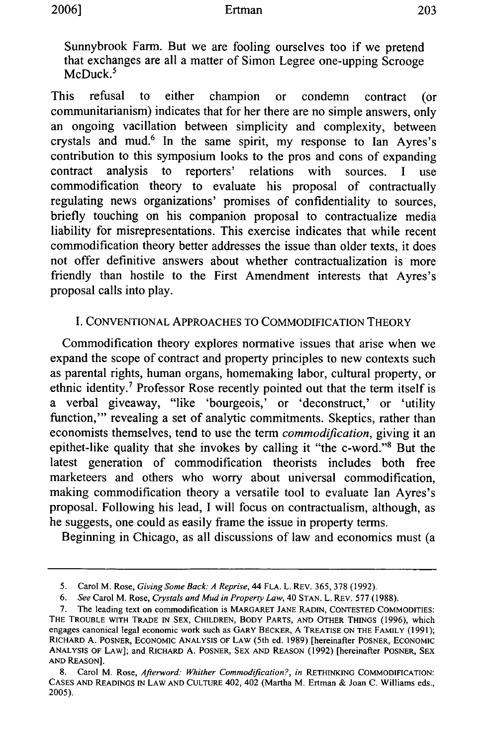Sunnybrook Farm. But we are fooling ourselves too if we pretend that exchanges are all a matter of Simon Legree one-upping Scrooge McDuck.[5]

This refusal to either champion or condemn contract (or communitarianism) indicates that for her there are no simple answers, only an ongoing vacillation between simplicity and complexity, between crystals and mud.[6] In the same spirit, my response to Ian Ayres's contribution to this symposium looks to the pros and cons of expanding contract analysis to reporters' relations with sources. I use commodification theory to evaluate his proposal of contractually regulating news organizations' promises of confidentiality to sources, briefly touching on his companion proposal to contractualize media liability for misrepresentations. This exercise indicates that while recent commodification theory better addresses the issue than older texts, it does not offer definitive answers about whether contractualization is more friendly than hostile to the First Amendment interests that Ayres's proposal calls into play.

## I. CONVENTIONAL APPROACHES TO COMMODIFICATION THEORY

Commodification theory explores normative issues that arise when we expand the scope of contract and property principles to new contexts such as parental rights, human organs, homemaking labor, cultural property, or ethnic identity.[7] Professor Rose recently pointed out that the term itself is a verbal giveaway, "like 'bourgeois,' or 'deconstruct,' or 'utility function,'" revealing a set of analytic commitments. Skeptics, rather than economists themselves, tend to use the term *commodification*, giving it an epithet-like quality that she invokes by calling it "the c-word."[8] But the latest generation of commodification theorists includes both free marketeers and others who worry about universal commodification, making commodification theory a versatile tool to evaluate Ian Ayres's proposal. Following his lead, I will focus on contractualism, although, as he suggests, one could as easily frame the issue in property terms.

Beginning in Chicago, as all discussions of law and economics must (a

---

5. Carol M. Rose, *Giving Some Back: A Reprise*, 44 FLA. L. REV. 365, 378 (1992).

6. *See* Carol M. Rose, *Crystals and Mud in Property Law*, 40 STAN. L. REV. 577 (1988).

7. The leading text on commodification is MARGARET JANE RADIN, CONTESTED COMMODITIES: THE TROUBLE WITH TRADE IN SEX, CHILDREN, BODY PARTS, AND OTHER THINGS (1996), which engages canonical legal economic work such as GARY BECKER, A TREATISE ON THE FAMILY (1991); RICHARD A. POSNER, ECONOMIC ANALYSIS OF LAW (5th ed. 1989) [hereinafter POSNER, ECONOMIC ANALYSIS OF LAW]; and RICHARD A. POSNER, SEX AND REASON (1992) [hereinafter POSNER, SEX AND REASON].

8. Carol M. Rose, *Afterword: Whither Commodification?*, *in* RETHINKING COMMODIFICATION: CASES AND READINGS IN LAW AND CULTURE 402, 402 (Martha M. Ertman & Joan C. Williams eds., 2005).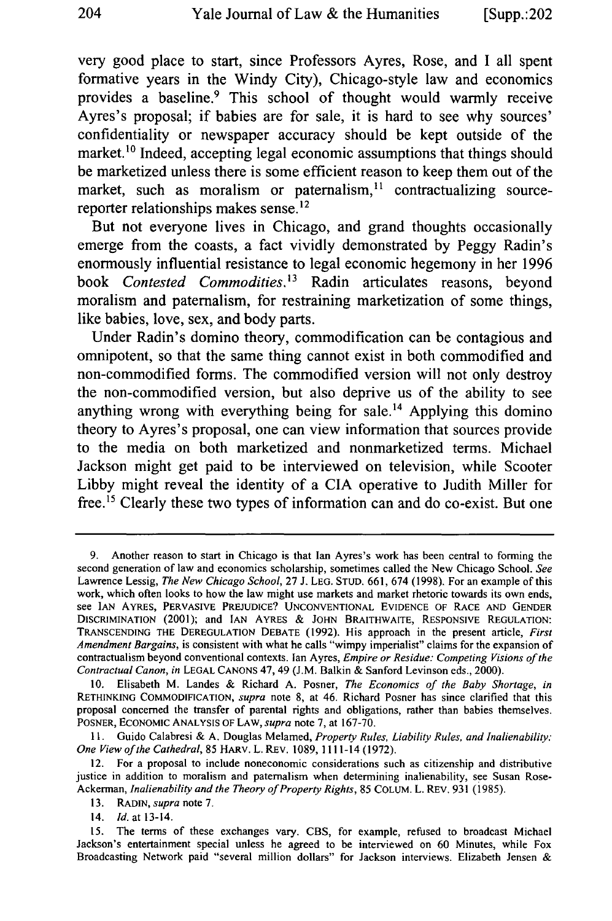very good place to start, since Professors Ayres, Rose, and I all spent formative years in the Windy City), Chicago-style law and economics provides a baseline.[9] This school of thought would warmly receive Ayres's proposal; if babies are for sale, it is hard to see why sources' confidentiality or newspaper accuracy should be kept outside of the market.[10] Indeed, accepting legal economic assumptions that things should be marketized unless there is some efficient reason to keep them out of the market, such as moralism or paternalism,[11] contractualizing source-reporter relationships makes sense.[12]

But not everyone lives in Chicago, and grand thoughts occasionally emerge from the coasts, a fact vividly demonstrated by Peggy Radin's enormously influential resistance to legal economic hegemony in her 1996 book *Contested Commodities*.[13] Radin articulates reasons, beyond moralism and paternalism, for restraining marketization of some things, like babies, love, sex, and body parts.

Under Radin's domino theory, commodification can be contagious and omnipotent, so that the same thing cannot exist in both commodified and non-commodified forms. The commodified version will not only destroy the non-commodified version, but also deprive us of the ability to see anything wrong with everything being for sale.[14] Applying this domino theory to Ayres's proposal, one can view information that sources provide to the media on both marketized and nonmarketized terms. Michael Jackson might get paid to be interviewed on television, while Scooter Libby might reveal the identity of a CIA operative to Judith Miller for free.[15] Clearly these two types of information can and do co-exist. But one

---

9. Another reason to start in Chicago is that Ian Ayres's work has been central to forming the second generation of law and economics scholarship, sometimes called the New Chicago School. *See* Lawrence Lessig, *The New Chicago School*, 27 J. LEG. STUD. 661, 674 (1998). For an example of this work, which often looks to how the law might use markets and market rhetoric towards its own ends, see IAN AYRES, PERVASIVE PREJUDICE? UNCONVENTIONAL EVIDENCE OF RACE AND GENDER DISCRIMINATION (2001); and IAN AYRES & JOHN BRAITHWAITE, RESPONSIVE REGULATION: TRANSCENDING THE DEREGULATION DEBATE (1992). His approach in the present article, *First Amendment Bargains*, is consistent with what he calls "wimpy imperialist" claims for the expansion of contractualism beyond conventional contexts. Ian Ayres, *Empire or Residue: Competing Visions of the Contractual Canon*, *in* LEGAL CANONS 47, 49 (J.M. Balkin & Sanford Levinson eds., 2000).

10. Elisabeth M. Landes & Richard A. Posner, *The Economics of the Baby Shortage*, *in* RETHINKING COMMODIFICATION, *supra* note 8, at 46. Richard Posner has since clarified that this proposal concerned the transfer of parental rights and obligations, rather than babies themselves. POSNER, ECONOMIC ANALYSIS OF LAW, *supra* note 7, at 167-70.

11. Guido Calabresi & A. Douglas Melamed, *Property Rules, Liability Rules, and Inalienability: One View of the Cathedral*, 85 HARV. L. REV. 1089, 1111-14 (1972).

12. For a proposal to include noneconomic considerations such as citizenship and distributive justice in addition to moralism and paternalism when determining inalienability, see Susan Rose-Ackerman, *Inalienability and the Theory of Property Rights*, 85 COLUM. L. REV. 931 (1985).

13. RADIN, *supra* note 7.

14. *Id.* at 13-14.

15. The terms of these exchanges vary. CBS, for example, refused to broadcast Michael Jackson's entertainment special unless he agreed to be interviewed on 60 Minutes, while Fox Broadcasting Network paid "several million dollars" for Jackson interviews. Elizabeth Jensen &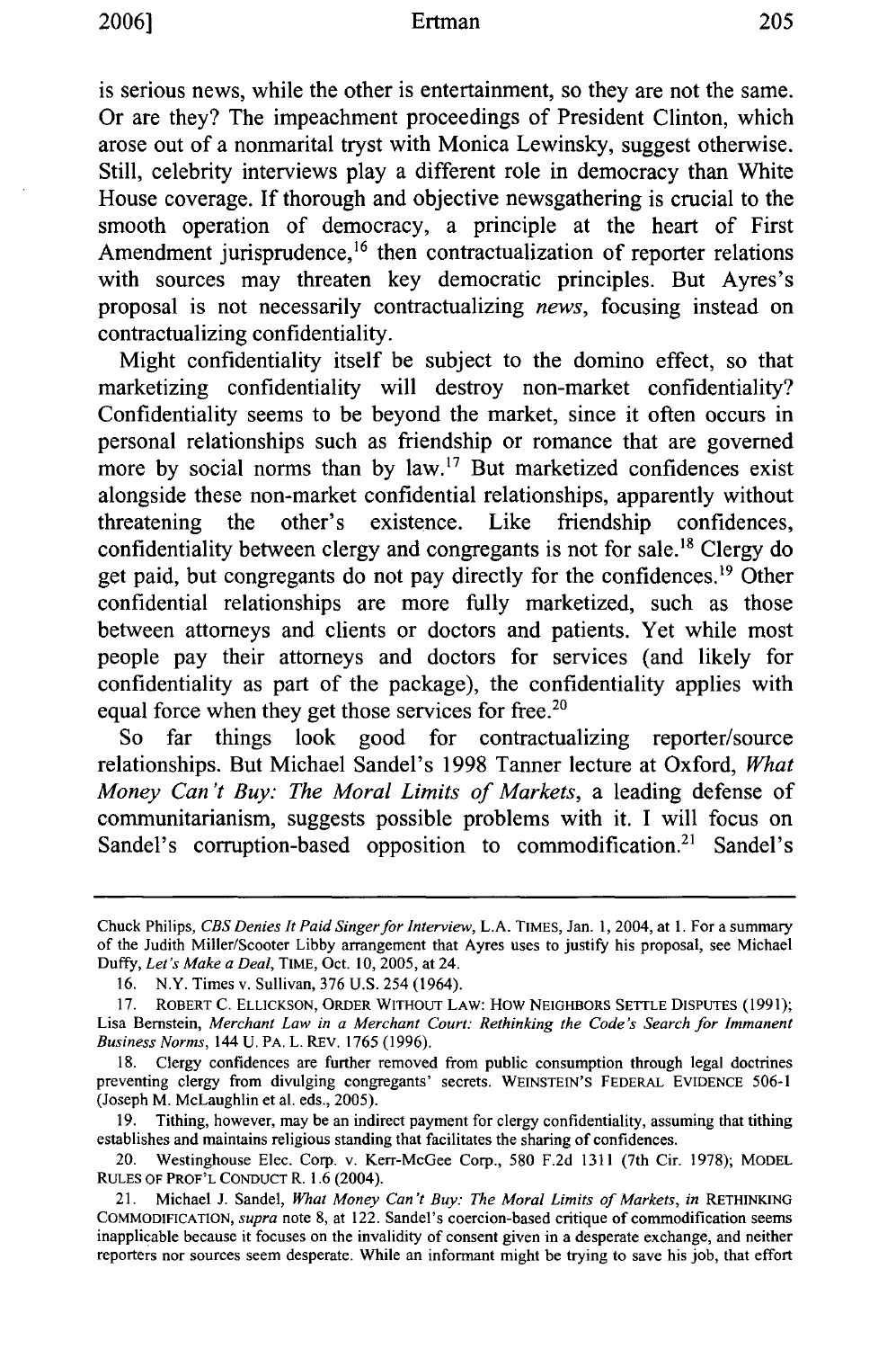is serious news, while the other is entertainment, so they are not the same. Or are they? The impeachment proceedings of President Clinton, which arose out of a nonmarital tryst with Monica Lewinsky, suggest otherwise. Still, celebrity interviews play a different role in democracy than White House coverage. If thorough and objective newsgathering is crucial to the smooth operation of democracy, a principle at the heart of First Amendment jurisprudence,[16] then contractualization of reporter relations with sources may threaten key democratic principles. But Ayres's proposal is not necessarily contractualizing *news*, focusing instead on contractualizing confidentiality.

Might confidentiality itself be subject to the domino effect, so that marketizing confidentiality will destroy non-market confidentiality? Confidentiality seems to be beyond the market, since it often occurs in personal relationships such as friendship or romance that are governed more by social norms than by law.[17] But marketized confidences exist alongside these non-market confidential relationships, apparently without threatening the other's existence. Like friendship confidences, confidentiality between clergy and congregants is not for sale.[18] Clergy do get paid, but congregants do not pay directly for the confidences.[19] Other confidential relationships are more fully marketized, such as those between attorneys and clients or doctors and patients. Yet while most people pay their attorneys and doctors for services (and likely for confidentiality as part of the package), the confidentiality applies with equal force when they get those services for free.[20]

So far things look good for contractualizing reporter/source relationships. But Michael Sandel's 1998 Tanner lecture at Oxford, *What Money Can't Buy: The Moral Limits of Markets*, a leading defense of communitarianism, suggests possible problems with it. I will focus on Sandel's corruption-based opposition to commodification.[21] Sandel's

---

Chuck Philips, *CBS Denies It Paid Singer for Interview*, L.A. TIMES, Jan. 1, 2004, at 1. For a summary of the Judith Miller/Scooter Libby arrangement that Ayres uses to justify his proposal, see Michael Duffy, *Let's Make a Deal*, TIME, Oct. 10, 2005, at 24.

16. N.Y. Times v. Sullivan, 376 U.S. 254 (1964).

17. ROBERT C. ELLICKSON, ORDER WITHOUT LAW: HOW NEIGHBORS SETTLE DISPUTES (1991); Lisa Bernstein, *Merchant Law in a Merchant Court: Rethinking the Code's Search for Immanent Business Norms*, 144 U. PA. L. REV. 1765 (1996).

18. Clergy confidences are further removed from public consumption through legal doctrines preventing clergy from divulging congregants' secrets. WEINSTEIN'S FEDERAL EVIDENCE 506-1 (Joseph M. McLaughlin et al. eds., 2005).

19. Tithing, however, may be an indirect payment for clergy confidentiality, assuming that tithing establishes and maintains religious standing that facilitates the sharing of confidences.

20. Westinghouse Elec. Corp. v. Kerr-McGee Corp., 580 F.2d 1311 (7th Cir. 1978); MODEL RULES OF PROF'L CONDUCT R. 1.6 (2004).

21. Michael J. Sandel, *What Money Can't Buy: The Moral Limits of Markets*, *in* RETHINKING COMMODIFICATION, *supra* note 8, at 122. Sandel's coercion-based critique of commodification seems inapplicable because it focuses on the invalidity of consent given in a desperate exchange, and neither reporters nor sources seem desperate. While an informant might be trying to save his job, that effort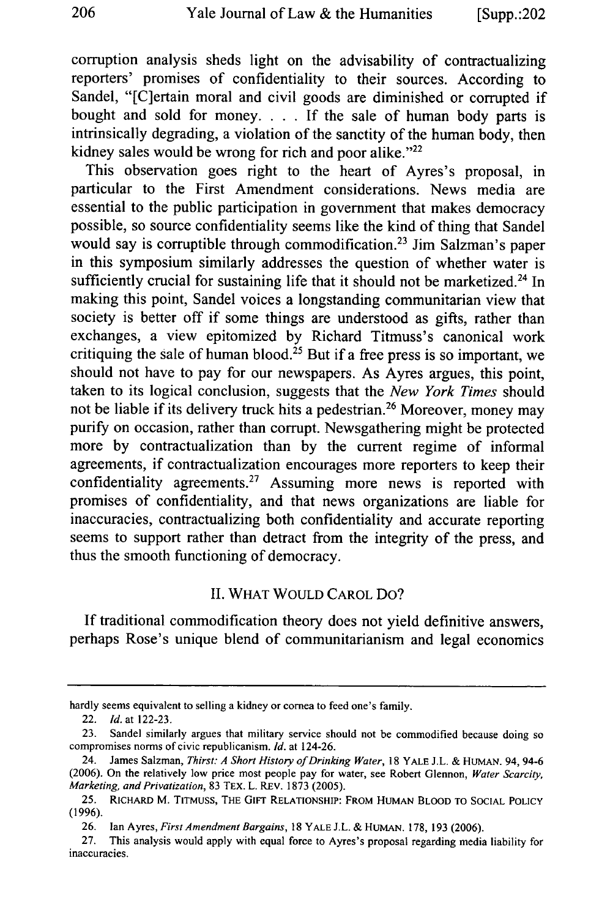corruption analysis sheds light on the advisability of contractualizing reporters' promises of confidentiality to their sources. According to Sandel, "[C]ertain moral and civil goods are diminished or corrupted if bought and sold for money. . . . If the sale of human body parts is intrinsically degrading, a violation of the sanctity of the human body, then kidney sales would be wrong for rich and poor alike."[22]

This observation goes right to the heart of Ayres's proposal, in particular to the First Amendment considerations. News media are essential to the public participation in government that makes democracy possible, so source confidentiality seems like the kind of thing that Sandel would say is corruptible through commodification.[23] Jim Salzman's paper in this symposium similarly addresses the question of whether water is sufficiently crucial for sustaining life that it should not be marketized.[24] In making this point, Sandel voices a longstanding communitarian view that society is better off if some things are understood as gifts, rather than exchanges, a view epitomized by Richard Titmuss's canonical work critiquing the sale of human blood.[25] But if a free press is so important, we should not have to pay for our newspapers. As Ayres argues, this point, taken to its logical conclusion, suggests that the *New York Times* should not be liable if its delivery truck hits a pedestrian.[26] Moreover, money may purify on occasion, rather than corrupt. Newsgathering might be protected more by contractualization than by the current regime of informal agreements, if contractualization encourages more reporters to keep their confidentiality agreements.[27] Assuming more news is reported with promises of confidentiality, and that news organizations are liable for inaccuracies, contractualizing both confidentiality and accurate reporting seems to support rather than detract from the integrity of the press, and thus the smooth functioning of democracy.

## II. WHAT WOULD CAROL DO?

If traditional commodification theory does not yield definitive answers, perhaps Rose's unique blend of communitarianism and legal economics

---

hardly seems equivalent to selling a kidney or cornea to feed one's family.

22. *Id.* at 122-23.

23. Sandel similarly argues that military service should not be commodified because doing so compromises norms of civic republicanism. *Id.* at 124-26.

24. James Salzman, *Thirst: A Short History of Drinking Water*, 18 YALE J.L. & HUMAN. 94, 94-6 (2006). On the relatively low price most people pay for water, see Robert Glennon, *Water Scarcity, Marketing, and Privatization*, 83 TEX. L. REV. 1873 (2005).

25. RICHARD M. TITMUSS, THE GIFT RELATIONSHIP: FROM HUMAN BLOOD TO SOCIAL POLICY (1996).

26. Ian Ayres, *First Amendment Bargains*, 18 YALE J.L. & HUMAN. 178, 193 (2006).

27. This analysis would apply with equal force to Ayres's proposal regarding media liability for inaccuracies.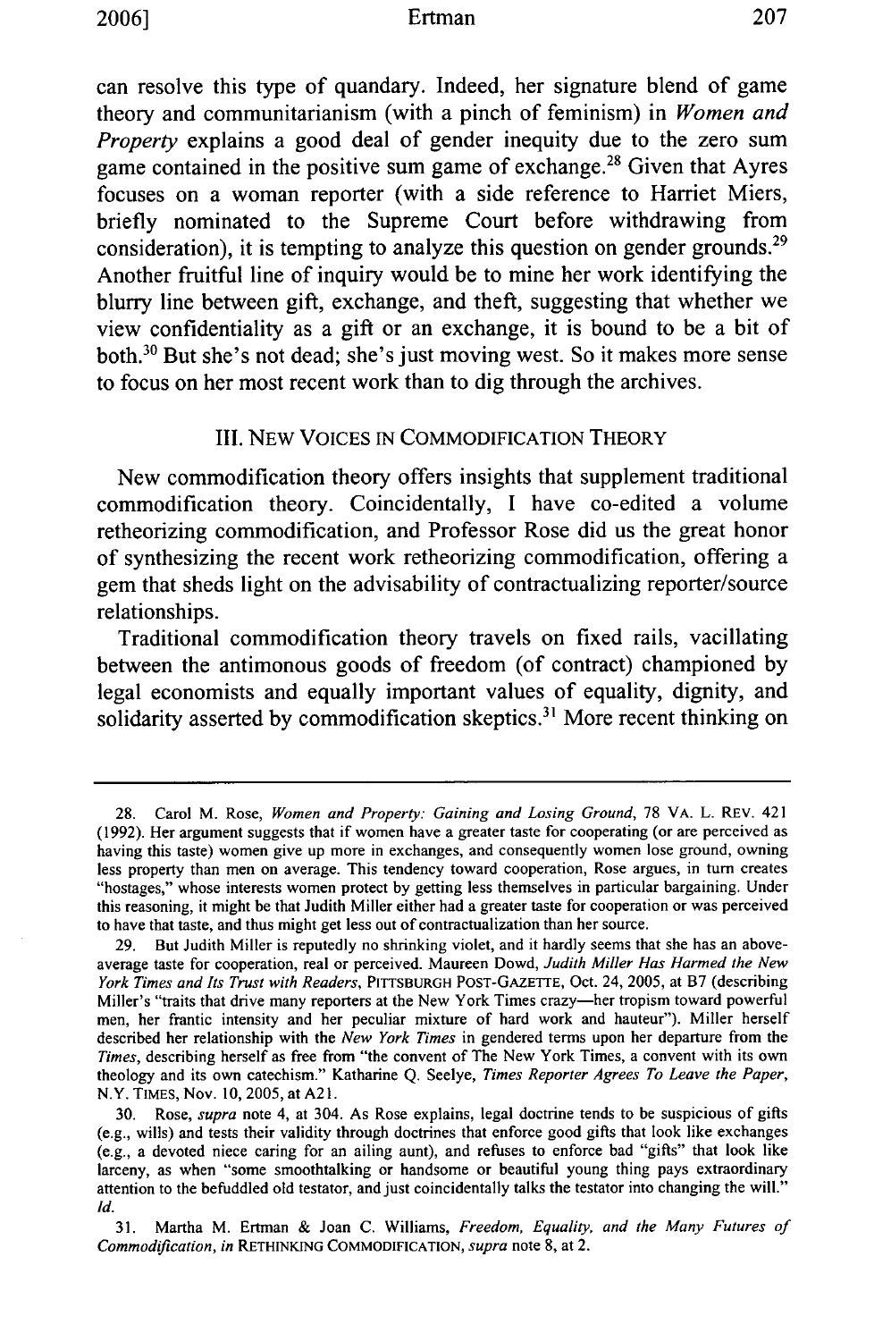can resolve this type of quandary. Indeed, her signature blend of game theory and communitarianism (with a pinch of feminism) in *Women and Property* explains a good deal of gender inequity due to the zero sum game contained in the positive sum game of exchange.[28] Given that Ayres focuses on a woman reporter (with a side reference to Harriet Miers, briefly nominated to the Supreme Court before withdrawing from consideration), it is tempting to analyze this question on gender grounds.[29] Another fruitful line of inquiry would be to mine her work identifying the blurry line between gift, exchange, and theft, suggesting that whether we view confidentiality as a gift or an exchange, it is bound to be a bit of both.[30] But she's not dead; she's just moving west. So it makes more sense to focus on her most recent work than to dig through the archives.

## III. NEW VOICES IN COMMODIFICATION THEORY

New commodification theory offers insights that supplement traditional commodification theory. Coincidentally, I have co-edited a volume retheorizing commodification, and Professor Rose did us the great honor of synthesizing the recent work retheorizing commodification, offering a gem that sheds light on the advisability of contractualizing reporter/source relationships.

Traditional commodification theory travels on fixed rails, vacillating between the antimonous goods of freedom (of contract) championed by legal economists and equally important values of equality, dignity, and solidarity asserted by commodification skeptics.[31] More recent thinking on

---

28. Carol M. Rose, *Women and Property: Gaining and Losing Ground*, 78 VA. L. REV. 421 (1992). Her argument suggests that if women have a greater taste for cooperating (or are perceived as having this taste) women give up more in exchanges, and consequently women lose ground, owning less property than men on average. This tendency toward cooperation, Rose argues, in turn creates "hostages," whose interests women protect by getting less themselves in particular bargaining. Under this reasoning, it might be that Judith Miller either had a greater taste for cooperation or was perceived to have that taste, and thus might get less out of contractualization than her source.

29. But Judith Miller is reputedly no shrinking violet, and it hardly seems that she has an above-average taste for cooperation, real or perceived. Maureen Dowd, *Judith Miller Has Harmed the New York Times and Its Trust with Readers*, PITTSBURGH POST-GAZETTE, Oct. 24, 2005, at B7 (describing Miller's "traits that drive many reporters at the New York Times crazy—her tropism toward powerful men, her frantic intensity and her peculiar mixture of hard work and hauteur"). Miller herself described her relationship with the *New York Times* in gendered terms upon her departure from the *Times*, describing herself as free from "the convent of The New York Times, a convent with its own theology and its own catechism." Katharine Q. Seelye, *Times Reporter Agrees To Leave the Paper*, N.Y. TIMES, Nov. 10, 2005, at A21.

30. Rose, *supra* note 4, at 304. As Rose explains, legal doctrine tends to be suspicious of gifts (e.g., wills) and tests their validity through doctrines that enforce good gifts that look like exchanges (e.g., a devoted niece caring for an ailing aunt), and refuses to enforce bad "gifts" that look like larceny, as when "some smoothtalking or handsome or beautiful young thing pays extraordinary attention to the befuddled old testator, and just coincidentally talks the testator into changing the will." *Id.*

31. Martha M. Ertman & Joan C. Williams, *Freedom, Equality, and the Many Futures of Commodification*, *in* RETHINKING COMMODIFICATION, *supra* note 8, at 2.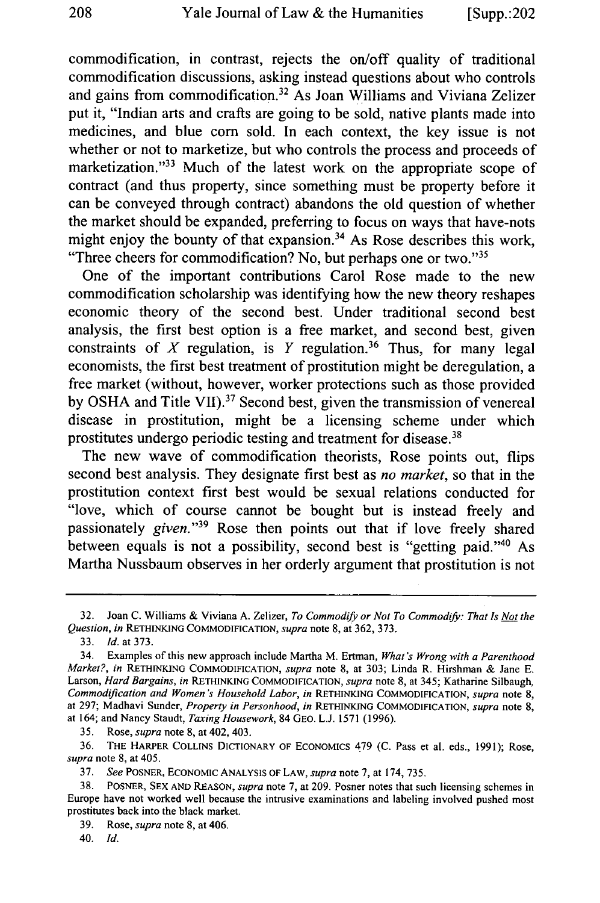commodification, in contrast, rejects the on/off quality of traditional commodification discussions, asking instead questions about who controls and gains from commodification.[32] As Joan Williams and Viviana Zelizer put it, "Indian arts and crafts are going to be sold, native plants made into medicines, and blue corn sold. In each context, the key issue is not whether or not to marketize, but who controls the process and proceeds of marketization."[33] Much of the latest work on the appropriate scope of contract (and thus property, since something must be property before it can be conveyed through contract) abandons the old question of whether the market should be expanded, preferring to focus on ways that have-nots might enjoy the bounty of that expansion.[34] As Rose describes this work, "Three cheers for commodification? No, but perhaps one or two."[35]

One of the important contributions Carol Rose made to the new commodification scholarship was identifying how the new theory reshapes economic theory of the second best. Under traditional second best analysis, the first best option is a free market, and second best, given constraints of *X* regulation, is *Y* regulation.[36] Thus, for many legal economists, the first best treatment of prostitution might be deregulation, a free market (without, however, worker protections such as those provided by OSHA and Title VII).[37] Second best, given the transmission of venereal disease in prostitution, might be a licensing scheme under which prostitutes undergo periodic testing and treatment for disease.[38]

The new wave of commodification theorists, Rose points out, flips second best analysis. They designate first best as *no market*, so that in the prostitution context first best would be sexual relations conducted for "love, which of course cannot be bought but is instead freely and passionately *given*."[39] Rose then points out that if love freely shared between equals is not a possibility, second best is "getting paid."[40] As Martha Nussbaum observes in her orderly argument that prostitution is not

---

32. Joan C. Williams & Viviana A. Zelizer, *To Commodify or Not To Commodify: That Is Not the Question*, *in* RETHINKING COMMODIFICATION, *supra* note 8, at 362, 373.

33. *Id.* at 373.

34. Examples of this new approach include Martha M. Ertman, *What's Wrong with a Parenthood Market?*, *in* RETHINKING COMMODIFICATION, *supra* note 8, at 303; Linda R. Hirshman & Jane E. Larson, *Hard Bargains*, *in* RETHINKING COMMODIFICATION, *supra* note 8, at 345; Katharine Silbaugh, *Commodification and Women's Household Labor*, *in* RETHINKING COMMODIFICATION, *supra* note 8, at 297; Madhavi Sunder, *Property in Personhood*, *in* RETHINKING COMMODIFICATION, *supra* note 8, at 164; and Nancy Staudt, *Taxing Housework*, 84 GEO. L.J. 1571 (1996).

35. Rose, *supra* note 8, at 402, 403.

36. THE HARPER COLLINS DICTIONARY OF ECONOMICS 479 (C. Pass et al. eds., 1991); Rose, *supra* note 8, at 405.

37. *See* POSNER, ECONOMIC ANALYSIS OF LAW, *supra* note 7, at 174, 735.

38. POSNER, SEX AND REASON, *supra* note 7, at 209. Posner notes that such licensing schemes in Europe have not worked well because the intrusive examinations and labeling involved pushed most prostitutes back into the black market.

39. Rose, *supra* note 8, at 406.

40. *Id.*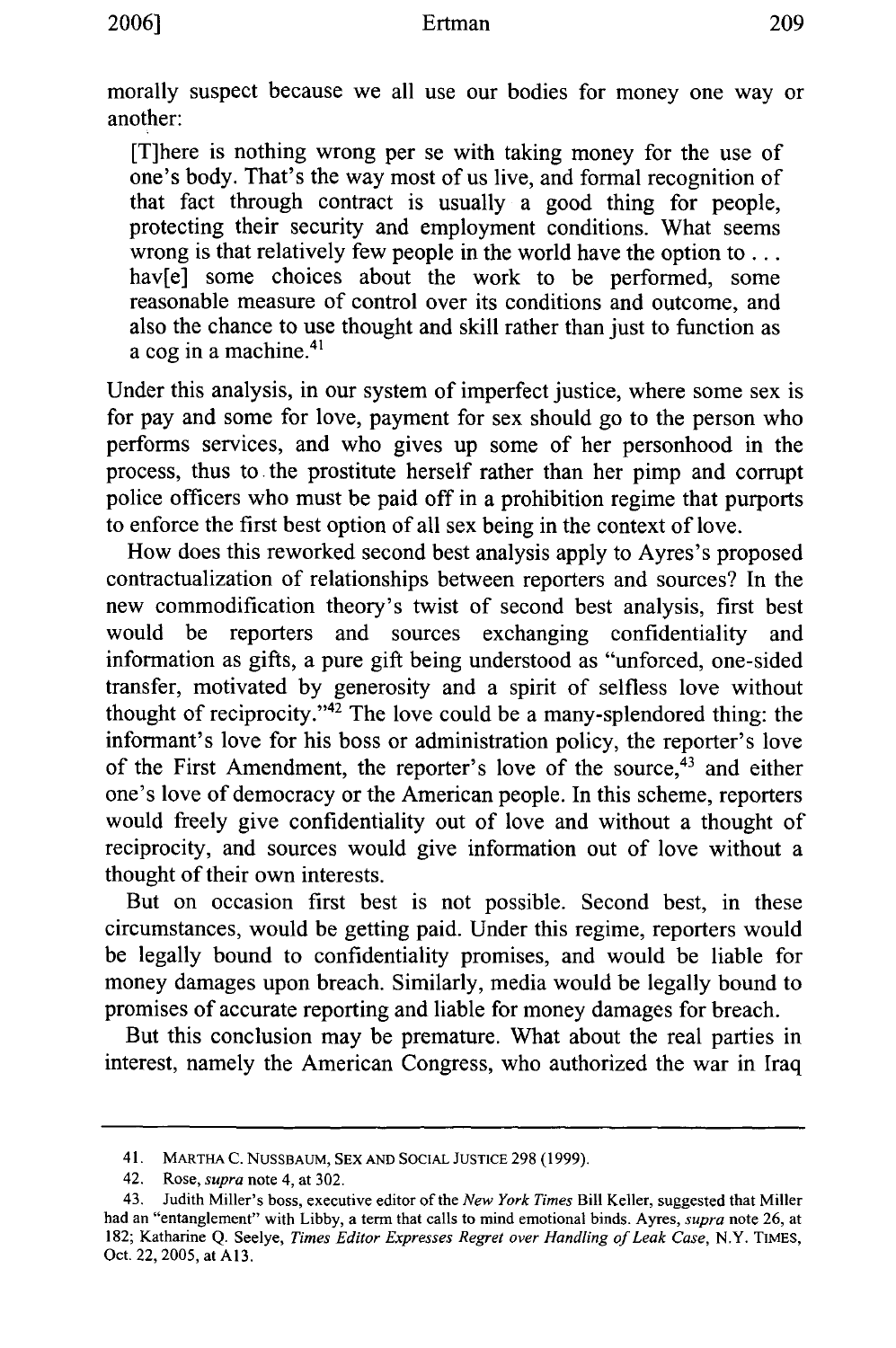morally suspect because we all use our bodies for money one way or another:

> [T]here is nothing wrong per se with taking money for the use of one's body. That's the way most of us live, and formal recognition of that fact through contract is usually a good thing for people, protecting their security and employment conditions. What seems wrong is that relatively few people in the world have the option to . . . hav[e] some choices about the work to be performed, some reasonable measure of control over its conditions and outcome, and also the chance to use thought and skill rather than just to function as a cog in a machine.[41]

Under this analysis, in our system of imperfect justice, where some sex is for pay and some for love, payment for sex should go to the person who performs services, and who gives up some of her personhood in the process, thus to the prostitute herself rather than her pimp and corrupt police officers who must be paid off in a prohibition regime that purports to enforce the first best option of all sex being in the context of love.

How does this reworked second best analysis apply to Ayres's proposed contractualization of relationships between reporters and sources? In the new commodification theory's twist of second best analysis, first best would be reporters and sources exchanging confidentiality and information as gifts, a pure gift being understood as "unforced, one-sided transfer, motivated by generosity and a spirit of selfless love without thought of reciprocity."[42] The love could be a many-splendored thing: the informant's love for his boss or administration policy, the reporter's love of the First Amendment, the reporter's love of the source,[43] and either one's love of democracy or the American people. In this scheme, reporters would freely give confidentiality out of love and without a thought of reciprocity, and sources would give information out of love without a thought of their own interests.

But on occasion first best is not possible. Second best, in these circumstances, would be getting paid. Under this regime, reporters would be legally bound to confidentiality promises, and would be liable for money damages upon breach. Similarly, media would be legally bound to promises of accurate reporting and liable for money damages for breach.

But this conclusion may be premature. What about the real parties in interest, namely the American Congress, who authorized the war in Iraq

---

41. MARTHA C. NUSSBAUM, SEX AND SOCIAL JUSTICE 298 (1999).

42. Rose, *supra* note 4, at 302.

43. Judith Miller's boss, executive editor of the *New York Times* Bill Keller, suggested that Miller had an "entanglement" with Libby, a term that calls to mind emotional binds. Ayres, *supra* note 26, at 182; Katharine Q. Seelye, *Times Editor Expresses Regret over Handling of Leak Case*, N.Y. TIMES, Oct. 22, 2005, at A13.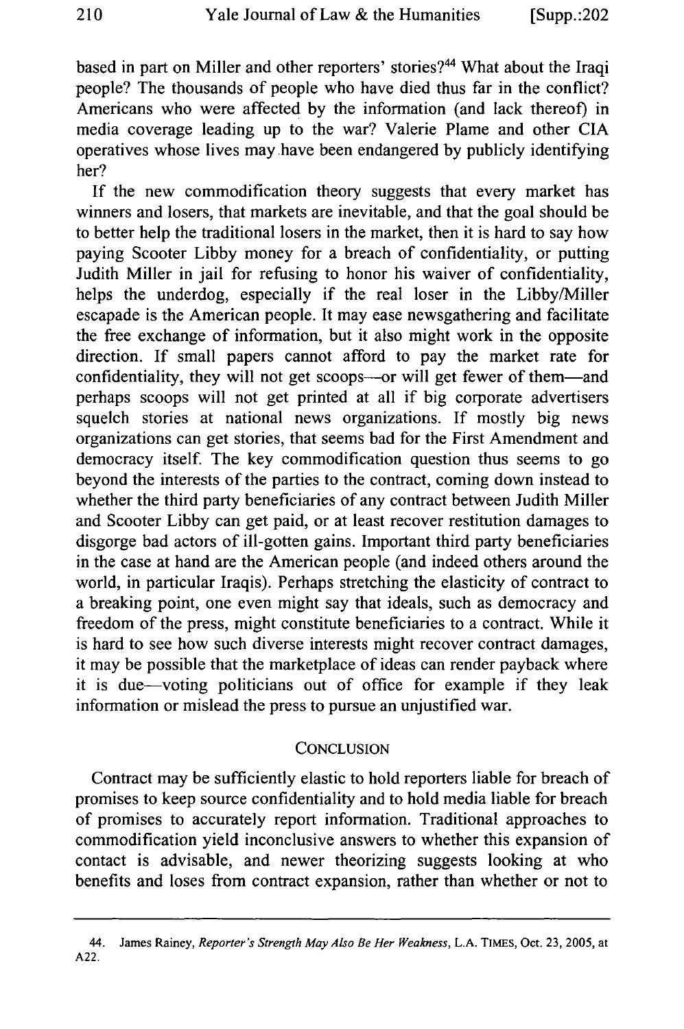based in part on Miller and other reporters' stories?[44] What about the Iraqi people? The thousands of people who have died thus far in the conflict? Americans who were affected by the information (and lack thereof) in media coverage leading up to the war? Valerie Plame and other CIA operatives whose lives may have been endangered by publicly identifying her?

If the new commodification theory suggests that every market has winners and losers, that markets are inevitable, and that the goal should be to better help the traditional losers in the market, then it is hard to say how paying Scooter Libby money for a breach of confidentiality, or putting Judith Miller in jail for refusing to honor his waiver of confidentiality, helps the underdog, especially if the real loser in the Libby/Miller escapade is the American people. It may ease newsgathering and facilitate the free exchange of information, but it also might work in the opposite direction. If small papers cannot afford to pay the market rate for confidentiality, they will not get scoops—or will get fewer of them—and perhaps scoops will not get printed at all if big corporate advertisers squelch stories at national news organizations. If mostly big news organizations can get stories, that seems bad for the First Amendment and democracy itself. The key commodification question thus seems to go beyond the interests of the parties to the contract, coming down instead to whether the third party beneficiaries of any contract between Judith Miller and Scooter Libby can get paid, or at least recover restitution damages to disgorge bad actors of ill-gotten gains. Important third party beneficiaries in the case at hand are the American people (and indeed others around the world, in particular Iraqis). Perhaps stretching the elasticity of contract to a breaking point, one even might say that ideals, such as democracy and freedom of the press, might constitute beneficiaries to a contract. While it is hard to see how such diverse interests might recover contract damages, it may be possible that the marketplace of ideas can render payback where it is due—voting politicians out of office for example if they leak information or mislead the press to pursue an unjustified war.

## CONCLUSION

Contract may be sufficiently elastic to hold reporters liable for breach of promises to keep source confidentiality and to hold media liable for breach of promises to accurately report information. Traditional approaches to commodification yield inconclusive answers to whether this expansion of contact is advisable, and newer theorizing suggests looking at who benefits and loses from contract expansion, rather than whether or not to

---

44. James Rainey, *Reporter's Strength May Also Be Her Weakness*, L.A. TIMES, Oct. 23, 2005, at A22.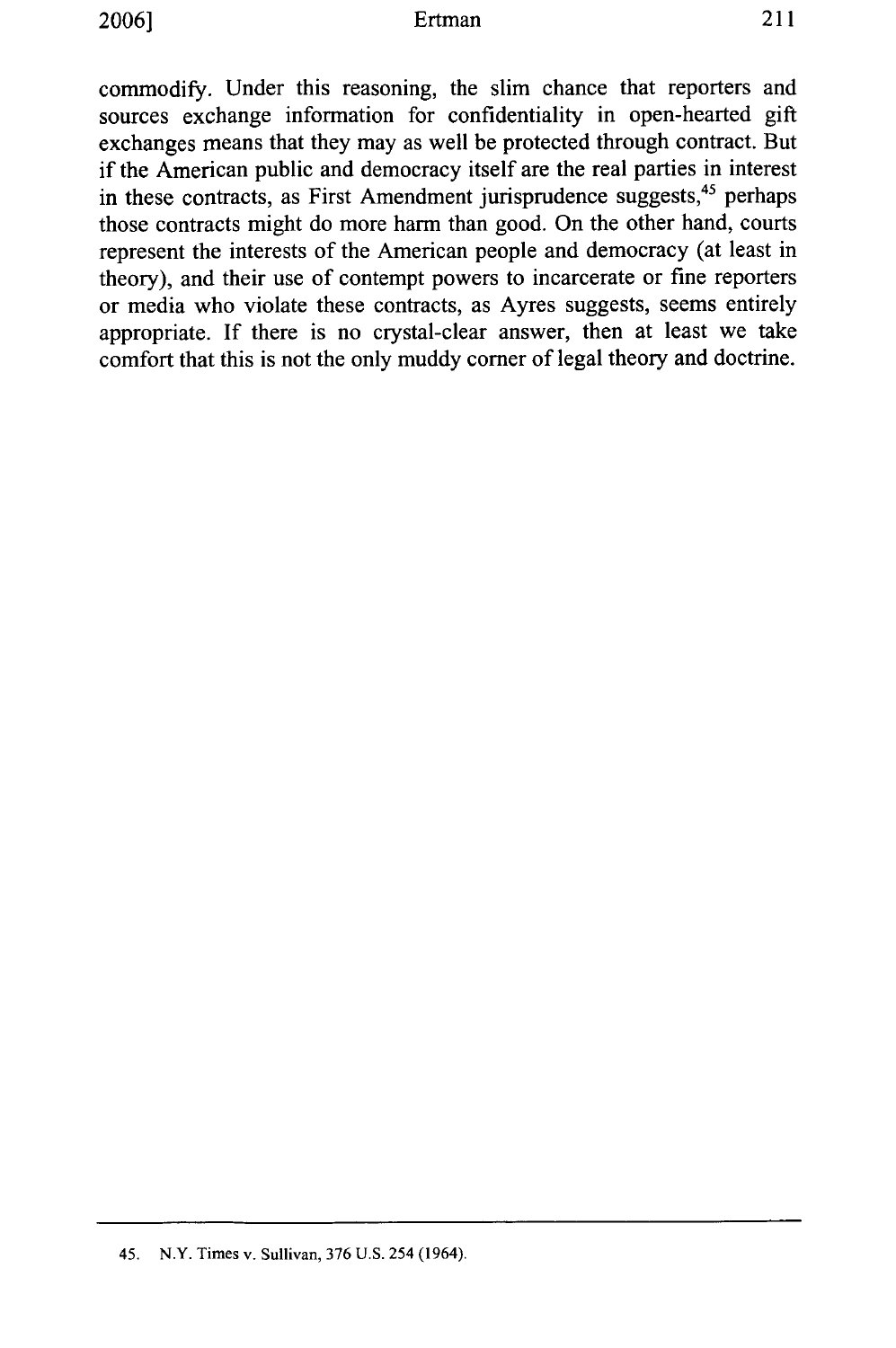commodify. Under this reasoning, the slim chance that reporters and sources exchange information for confidentiality in open-hearted gift exchanges means that they may as well be protected through contract. But if the American public and democracy itself are the real parties in interest in these contracts, as First Amendment jurisprudence suggests,[45] perhaps those contracts might do more harm than good. On the other hand, courts represent the interests of the American people and democracy (at least in theory), and their use of contempt powers to incarcerate or fine reporters or media who violate these contracts, as Ayres suggests, seems entirely appropriate. If there is no crystal-clear answer, then at least we take comfort that this is not the only muddy corner of legal theory and doctrine.

---

45. N.Y. Times v. Sullivan, 376 U.S. 254 (1964).